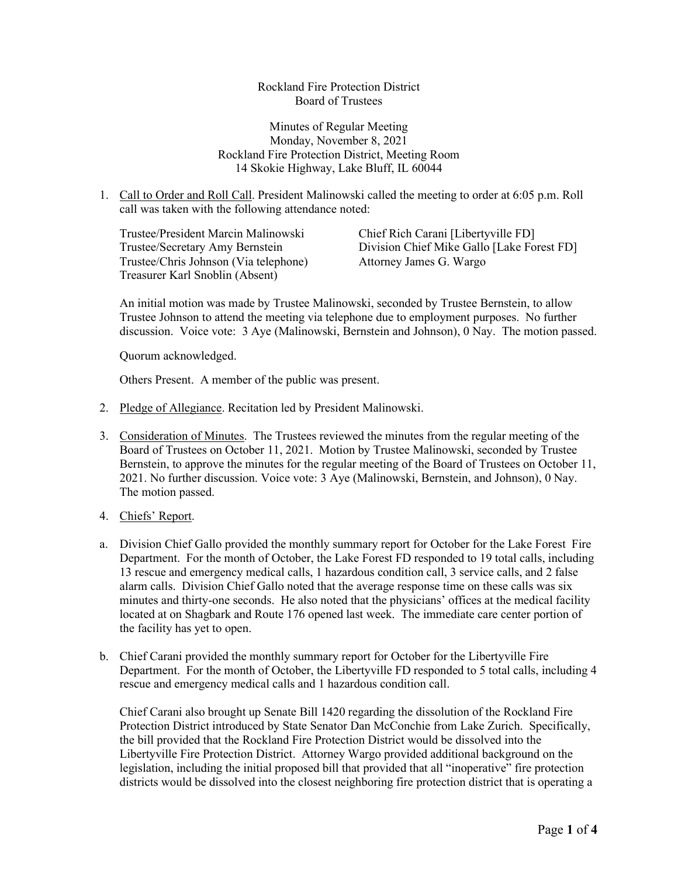Rockland Fire Protection District
Board of Trustees

Minutes of Regular Meeting
Monday, November 8, 2021
Rockland Fire Protection District, Meeting Room
14 Skokie Highway, Lake Bluff, IL 60044

1. Call to Order and Roll Call. President Malinowski called the meeting to order at 6:05 p.m. Roll call was taken with the following attendance noted:

   Trustee/President Marcin Malinowski
   Trustee/Secretary Amy Bernstein
   Trustee/Chris Johnson (Via telephone)
   Treasurer Karl Snoblin (Absent)

   Chief Rich Carani [Libertyville FD]
   Division Chief Mike Gallo [Lake Forest FD]
   Attorney James G. Wargo

   An initial motion was made by Trustee Malinowski, seconded by Trustee Bernstein, to allow Trustee Johnson to attend the meeting via telephone due to employment purposes. No further discussion. Voice vote: 3 Aye (Malinowski, Bernstein and Johnson), 0 Nay. The motion passed.

   Quorum acknowledged.

   Others Present. A member of the public was present.

2. Pledge of Allegiance. Recitation led by President Malinowski.

3. Consideration of Minutes. The Trustees reviewed the minutes from the regular meeting of the Board of Trustees on October 11, 2021. Motion by Trustee Malinowski, seconded by Trustee Bernstein, to approve the minutes for the regular meeting of the Board of Trustees on October 11, 2021. No further discussion. Voice vote: 3 Aye (Malinowski, Bernstein, and Johnson), 0 Nay. The motion passed.

4. Chiefs' Report.

a. Division Chief Gallo provided the monthly summary report for October for the Lake Forest Fire Department. For the month of October, the Lake Forest FD responded to 19 total calls, including 13 rescue and emergency medical calls, 1 hazardous condition call, 3 service calls, and 2 false alarm calls. Division Chief Gallo noted that the average response time on these calls was six minutes and thirty-one seconds. He also noted that the physicians' offices at the medical facility located at on Shagbark and Route 176 opened last week. The immediate care center portion of the facility has yet to open.

b. Chief Carani provided the monthly summary report for October for the Libertyville Fire Department. For the month of October, the Libertyville FD responded to 5 total calls, including 4 rescue and emergency medical calls and 1 hazardous condition call.

   Chief Carani also brought up Senate Bill 1420 regarding the dissolution of the Rockland Fire Protection District introduced by State Senator Dan McConchie from Lake Zurich. Specifically, the bill provided that the Rockland Fire Protection District would be dissolved into the Libertyville Fire Protection District. Attorney Wargo provided additional background on the legislation, including the initial proposed bill that provided that all "inoperative" fire protection districts would be dissolved into the closest neighboring fire protection district that is operating a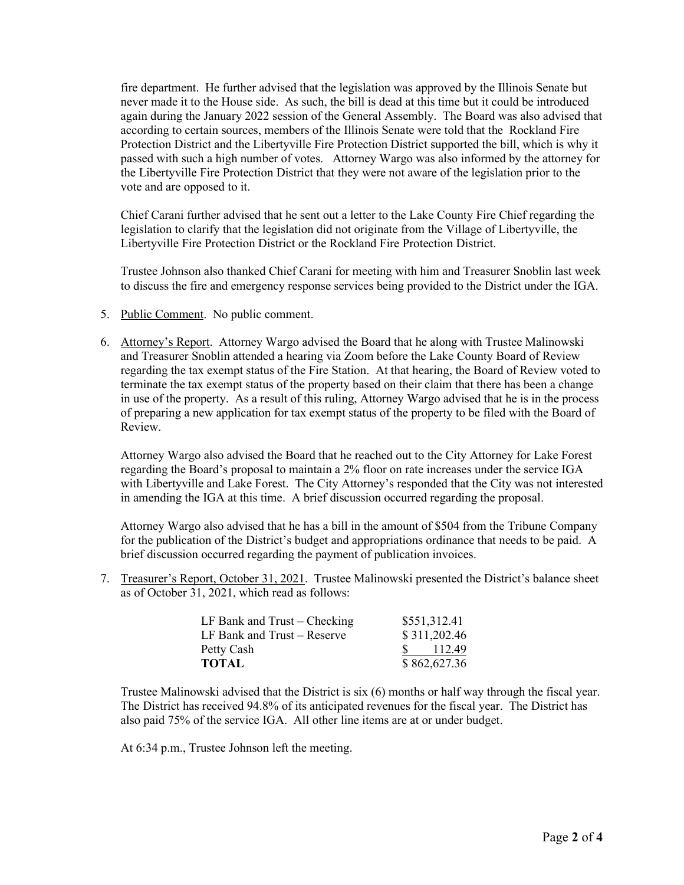fire department. He further advised that the legislation was approved by the Illinois Senate but never made it to the House side. As such, the bill is dead at this time but it could be introduced again during the January 2022 session of the General Assembly. The Board was also advised that according to certain sources, members of the Illinois Senate were told that the Rockland Fire Protection District and the Libertyville Fire Protection District supported the bill, which is why it passed with such a high number of votes. Attorney Wargo was also informed by the attorney for the Libertyville Fire Protection District that they were not aware of the legislation prior to the vote and are opposed to it.

Chief Carani further advised that he sent out a letter to the Lake County Fire Chief regarding the legislation to clarify that the legislation did not originate from the Village of Libertyville, the Libertyville Fire Protection District or the Rockland Fire Protection District.

Trustee Johnson also thanked Chief Carani for meeting with him and Treasurer Snoblin last week to discuss the fire and emergency response services being provided to the District under the IGA.

5. Public Comment. No public comment.

6. Attorney's Report. Attorney Wargo advised the Board that he along with Trustee Malinowski and Treasurer Snoblin attended a hearing via Zoom before the Lake County Board of Review regarding the tax exempt status of the Fire Station. At that hearing, the Board of Review voted to terminate the tax exempt status of the property based on their claim that there has been a change in use of the property. As a result of this ruling, Attorney Wargo advised that he is in the process of preparing a new application for tax exempt status of the property to be filed with the Board of Review.

   Attorney Wargo also advised the Board that he reached out to the City Attorney for Lake Forest regarding the Board's proposal to maintain a 2% floor on rate increases under the service IGA with Libertyville and Lake Forest. The City Attorney's responded that the City was not interested in amending the IGA at this time. A brief discussion occurred regarding the proposal.

   Attorney Wargo also advised that he has a bill in the amount of \$504 from the Tribune Company for the publication of the District's budget and appropriations ordinance that needs to be paid. A brief discussion occurred regarding the payment of publication invoices.

7. Treasurer's Report, October 31, 2021. Trustee Malinowski presented the District's balance sheet as of October 31, 2021, which read as follows:

| | |
|---|---|
| LF Bank and Trust – Checking | \$551,312.41 |
| LF Bank and Trust – Reserve | \$ 311,202.46 |
| Petty Cash | \$ 112.49 |
| **TOTAL** | \$ 862,627.36 |

   Trustee Malinowski advised that the District is six (6) months or half way through the fiscal year. The District has received 94.8% of its anticipated revenues for the fiscal year. The District has also paid 75% of the service IGA. All other line items are at or under budget.

   At 6:34 p.m., Trustee Johnson left the meeting.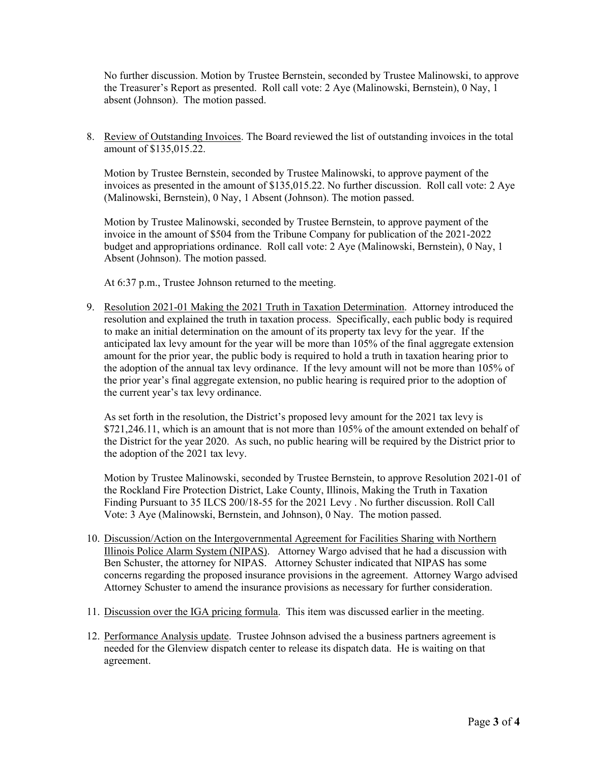No further discussion. Motion by Trustee Bernstein, seconded by Trustee Malinowski, to approve the Treasurer's Report as presented. Roll call vote: 2 Aye (Malinowski, Bernstein), 0 Nay, 1 absent (Johnson). The motion passed.

8. <u>Review of Outstanding Invoices</u>. The Board reviewed the list of outstanding invoices in the total amount of $135,015.22.

   Motion by Trustee Bernstein, seconded by Trustee Malinowski, to approve payment of the invoices as presented in the amount of $135,015.22. No further discussion. Roll call vote: 2 Aye (Malinowski, Bernstein), 0 Nay, 1 Absent (Johnson). The motion passed.

   Motion by Trustee Malinowski, seconded by Trustee Bernstein, to approve payment of the invoice in the amount of $504 from the Tribune Company for publication of the 2021-2022 budget and appropriations ordinance. Roll call vote: 2 Aye (Malinowski, Bernstein), 0 Nay, 1 Absent (Johnson). The motion passed.

   At 6:37 p.m., Trustee Johnson returned to the meeting.

9. <u>Resolution 2021-01 Making the 2021 Truth in Taxation Determination</u>. Attorney introduced the resolution and explained the truth in taxation process. Specifically, each public body is required to make an initial determination on the amount of its property tax levy for the year. If the anticipated lax levy amount for the year will be more than 105% of the final aggregate extension amount for the prior year, the public body is required to hold a truth in taxation hearing prior to the adoption of the annual tax levy ordinance. If the levy amount will not be more than 105% of the prior year's final aggregate extension, no public hearing is required prior to the adoption of the current year's tax levy ordinance.

   As set forth in the resolution, the District's proposed levy amount for the 2021 tax levy is $721,246.11, which is an amount that is not more than 105% of the amount extended on behalf of the District for the year 2020. As such, no public hearing will be required by the District prior to the adoption of the 2021 tax levy.

   Motion by Trustee Malinowski, seconded by Trustee Bernstein, to approve Resolution 2021-01 of the Rockland Fire Protection District, Lake County, Illinois, Making the Truth in Taxation Finding Pursuant to 35 ILCS 200/18-55 for the 2021 Levy . No further discussion. Roll Call Vote: 3 Aye (Malinowski, Bernstein, and Johnson), 0 Nay. The motion passed.

10. <u>Discussion/Action on the Intergovernmental Agreement for Facilities Sharing with Northern Illinois Police Alarm System (NIPAS)</u>. Attorney Wargo advised that he had a discussion with Ben Schuster, the attorney for NIPAS. Attorney Schuster indicated that NIPAS has some concerns regarding the proposed insurance provisions in the agreement. Attorney Wargo advised Attorney Schuster to amend the insurance provisions as necessary for further consideration.

11. <u>Discussion over the IGA pricing formula</u>. This item was discussed earlier in the meeting.

12. <u>Performance Analysis update</u>. Trustee Johnson advised the a business partners agreement is needed for the Glenview dispatch center to release its dispatch data. He is waiting on that agreement.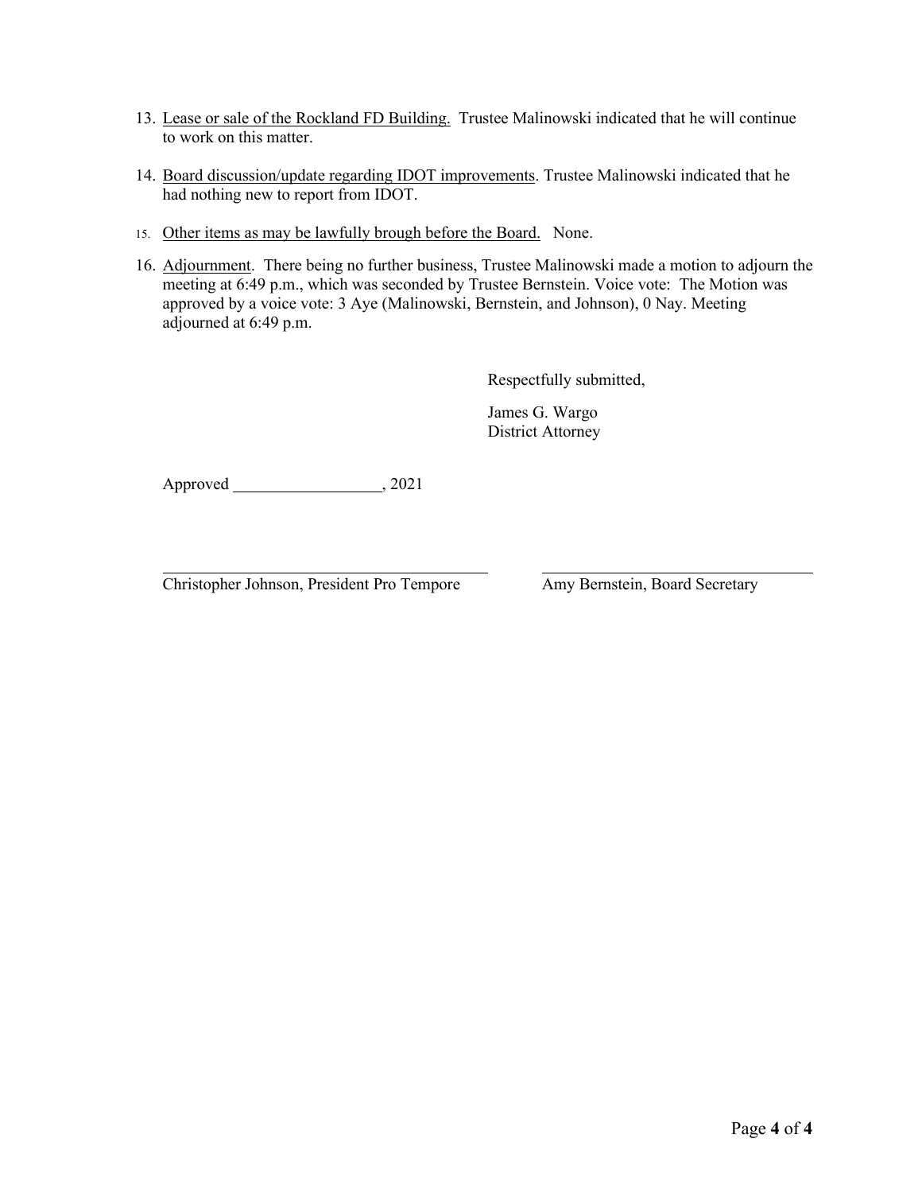13. <u>Lease or sale of the Rockland FD Building.</u> Trustee Malinowski indicated that he will continue to work on this matter.

14. <u>Board discussion/update regarding IDOT improvements</u>. Trustee Malinowski indicated that he had nothing new to report from IDOT.

15. <u>Other items as may be lawfully brough before the Board.</u> None.

16. <u>Adjournment</u>. There being no further business, Trustee Malinowski made a motion to adjourn the meeting at 6:49 p.m., which was seconded by Trustee Bernstein. Voice vote: The Motion was approved by a voice vote: 3 Aye (Malinowski, Bernstein, and Johnson), 0 Nay. Meeting adjourned at 6:49 p.m.

Respectfully submitted,

James G. Wargo
District Attorney

Approved __________________, 2021

_________________________________
Christopher Johnson, President Pro Tempore

_________________________________
Amy Bernstein, Board Secretary